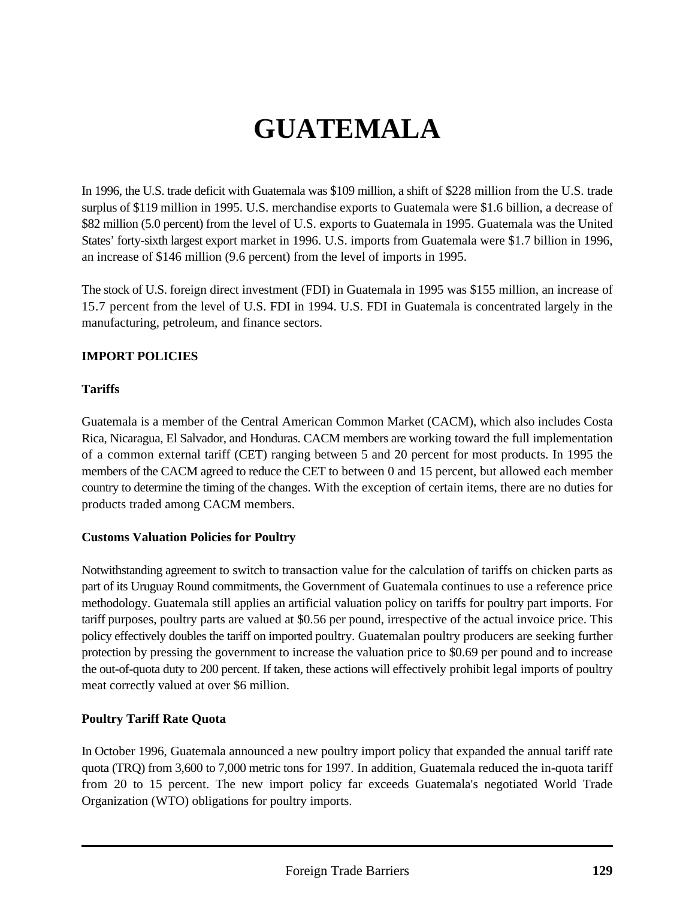# GUATEMALA

In 1996, the U.S. trade deficit with Guatemala was $109 million, a shift of $228 million from the U.S. trade surplus of $119 million in 1995. U.S. merchandise exports to Guatemala were $1.6 billion, a decrease of $82 million (5.0 percent) from the level of U.S. exports to Guatemala in 1995. Guatemala was the United States' forty-sixth largest export market in 1996. U.S. imports from Guatemala were $1.7 billion in 1996, an increase of $146 million (9.6 percent) from the level of imports in 1995.

The stock of U.S. foreign direct investment (FDI) in Guatemala in 1995 was $155 million, an increase of 15.7 percent from the level of U.S. FDI in 1994. U.S. FDI in Guatemala is concentrated largely in the manufacturing, petroleum, and finance sectors.

## IMPORT POLICIES

### Tariffs

Guatemala is a member of the Central American Common Market (CACM), which also includes Costa Rica, Nicaragua, El Salvador, and Honduras. CACM members are working toward the full implementation of a common external tariff (CET) ranging between 5 and 20 percent for most products. In 1995 the members of the CACM agreed to reduce the CET to between 0 and 15 percent, but allowed each member country to determine the timing of the changes. With the exception of certain items, there are no duties for products traded among CACM members.

### Customs Valuation Policies for Poultry

Notwithstanding agreement to switch to transaction value for the calculation of tariffs on chicken parts as part of its Uruguay Round commitments, the Government of Guatemala continues to use a reference price methodology. Guatemala still applies an artificial valuation policy on tariffs for poultry part imports. For tariff purposes, poultry parts are valued at $0.56 per pound, irrespective of the actual invoice price. This policy effectively doubles the tariff on imported poultry. Guatemalan poultry producers are seeking further protection by pressing the government to increase the valuation price to $0.69 per pound and to increase the out-of-quota duty to 200 percent. If taken, these actions will effectively prohibit legal imports of poultry meat correctly valued at over $6 million.

### Poultry Tariff Rate Quota

In October 1996, Guatemala announced a new poultry import policy that expanded the annual tariff rate quota (TRQ) from 3,600 to 7,000 metric tons for 1997. In addition, Guatemala reduced the in-quota tariff from 20 to 15 percent. The new import policy far exceeds Guatemala's negotiated World Trade Organization (WTO) obligations for poultry imports.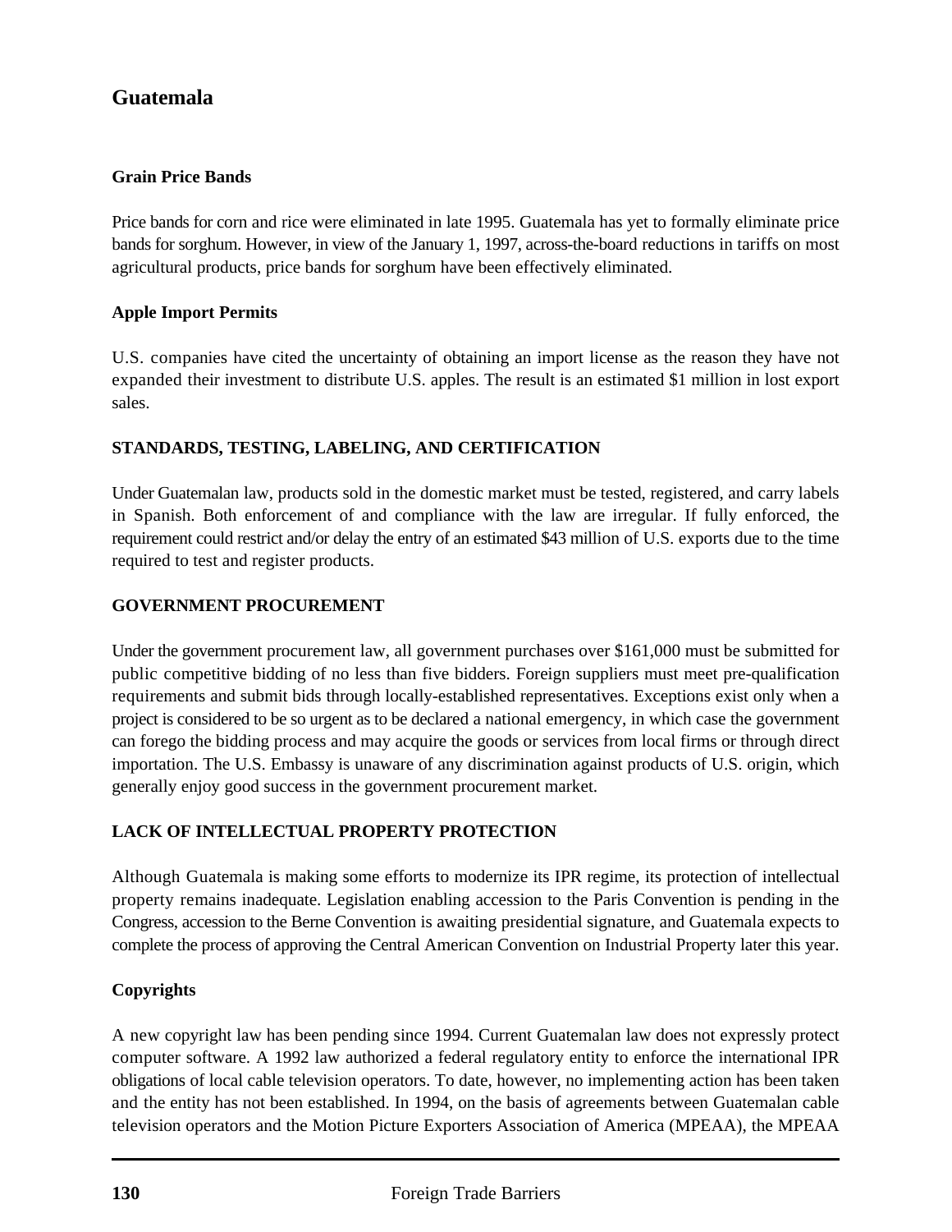# Guatemala

### Grain Price Bands

Price bands for corn and rice were eliminated in late 1995. Guatemala has yet to formally eliminate price bands for sorghum. However, in view of the January 1, 1997, across-the-board reductions in tariffs on most agricultural products, price bands for sorghum have been effectively eliminated.

### Apple Import Permits

U.S. companies have cited the uncertainty of obtaining an import license as the reason they have not expanded their investment to distribute U.S. apples. The result is an estimated $1 million in lost export sales.

## STANDARDS, TESTING, LABELING, AND CERTIFICATION

Under Guatemalan law, products sold in the domestic market must be tested, registered, and carry labels in Spanish. Both enforcement of and compliance with the law are irregular. If fully enforced, the requirement could restrict and/or delay the entry of an estimated $43 million of U.S. exports due to the time required to test and register products.

## GOVERNMENT PROCUREMENT

Under the government procurement law, all government purchases over $161,000 must be submitted for public competitive bidding of no less than five bidders. Foreign suppliers must meet pre-qualification requirements and submit bids through locally-established representatives. Exceptions exist only when a project is considered to be so urgent as to be declared a national emergency, in which case the government can forego the bidding process and may acquire the goods or services from local firms or through direct importation. The U.S. Embassy is unaware of any discrimination against products of U.S. origin, which generally enjoy good success in the government procurement market.

## LACK OF INTELLECTUAL PROPERTY PROTECTION

Although Guatemala is making some efforts to modernize its IPR regime, its protection of intellectual property remains inadequate. Legislation enabling accession to the Paris Convention is pending in the Congress, accession to the Berne Convention is awaiting presidential signature, and Guatemala expects to complete the process of approving the Central American Convention on Industrial Property later this year.

### Copyrights

A new copyright law has been pending since 1994. Current Guatemalan law does not expressly protect computer software. A 1992 law authorized a federal regulatory entity to enforce the international IPR obligations of local cable television operators. To date, however, no implementing action has been taken and the entity has not been established. In 1994, on the basis of agreements between Guatemalan cable television operators and the Motion Picture Exporters Association of America (MPEAA), the MPEAA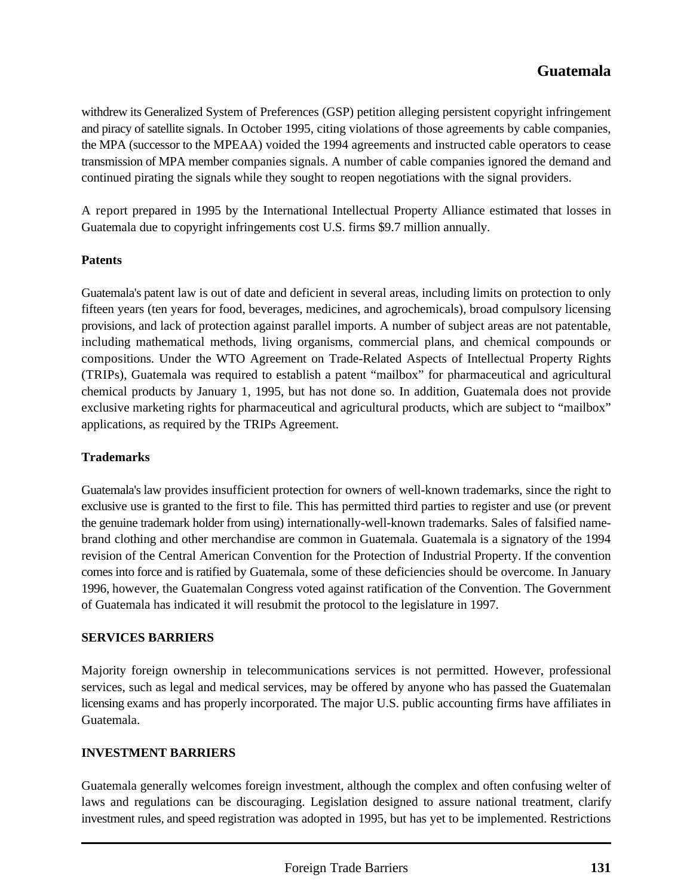withdrew its Generalized System of Preferences (GSP) petition alleging persistent copyright infringement and piracy of satellite signals. In October 1995, citing violations of those agreements by cable companies, the MPA (successor to the MPEAA) voided the 1994 agreements and instructed cable operators to cease transmission of MPA member companies signals. A number of cable companies ignored the demand and continued pirating the signals while they sought to reopen negotiations with the signal providers.

A report prepared in 1995 by the International Intellectual Property Alliance estimated that losses in Guatemala due to copyright infringements cost U.S. firms $9.7 million annually.

**Patents**

Guatemala's patent law is out of date and deficient in several areas, including limits on protection to only fifteen years (ten years for food, beverages, medicines, and agrochemicals), broad compulsory licensing provisions, and lack of protection against parallel imports. A number of subject areas are not patentable, including mathematical methods, living organisms, commercial plans, and chemical compounds or compositions. Under the WTO Agreement on Trade-Related Aspects of Intellectual Property Rights (TRIPs), Guatemala was required to establish a patent "mailbox" for pharmaceutical and agricultural chemical products by January 1, 1995, but has not done so. In addition, Guatemala does not provide exclusive marketing rights for pharmaceutical and agricultural products, which are subject to "mailbox" applications, as required by the TRIPs Agreement.

**Trademarks**

Guatemala's law provides insufficient protection for owners of well-known trademarks, since the right to exclusive use is granted to the first to file. This has permitted third parties to register and use (or prevent the genuine trademark holder from using) internationally-well-known trademarks. Sales of falsified name-brand clothing and other merchandise are common in Guatemala. Guatemala is a signatory of the 1994 revision of the Central American Convention for the Protection of Industrial Property. If the convention comes into force and is ratified by Guatemala, some of these deficiencies should be overcome. In January 1996, however, the Guatemalan Congress voted against ratification of the Convention. The Government of Guatemala has indicated it will resubmit the protocol to the legislature in 1997.

## SERVICES BARRIERS

Majority foreign ownership in telecommunications services is not permitted. However, professional services, such as legal and medical services, may be offered by anyone who has passed the Guatemalan licensing exams and has properly incorporated. The major U.S. public accounting firms have affiliates in Guatemala.

## INVESTMENT BARRIERS

Guatemala generally welcomes foreign investment, although the complex and often confusing welter of laws and regulations can be discouraging. Legislation designed to assure national treatment, clarify investment rules, and speed registration was adopted in 1995, but has yet to be implemented. Restrictions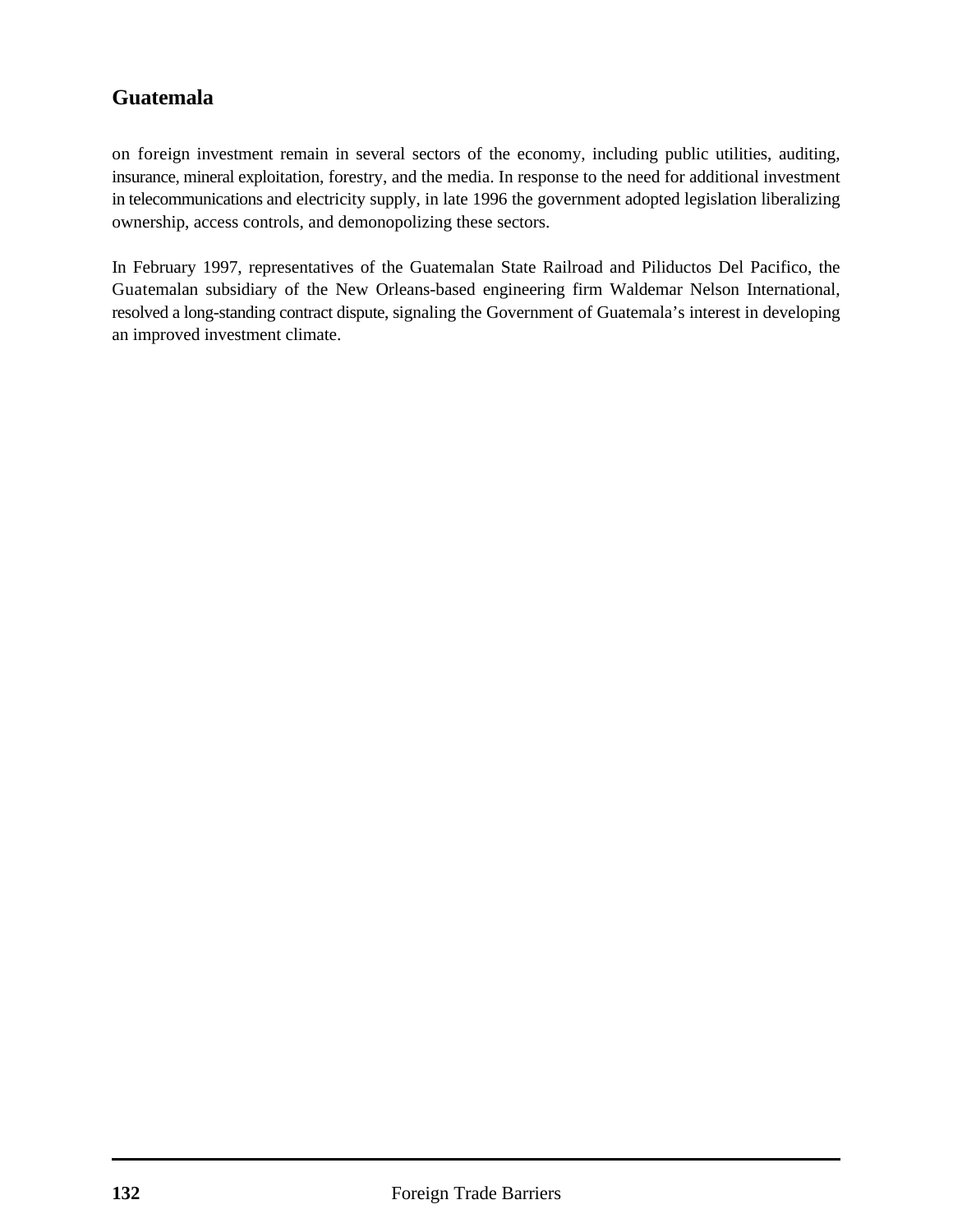on foreign investment remain in several sectors of the economy, including public utilities, auditing, insurance, mineral exploitation, forestry, and the media. In response to the need for additional investment in telecommunications and electricity supply, in late 1996 the government adopted legislation liberalizing ownership, access controls, and demonopolizing these sectors.

In February 1997, representatives of the Guatemalan State Railroad and Piliductos Del Pacifico, the Guatemalan subsidiary of the New Orleans-based engineering firm Waldemar Nelson International, resolved a long-standing contract dispute, signaling the Government of Guatemala's interest in developing an improved investment climate.